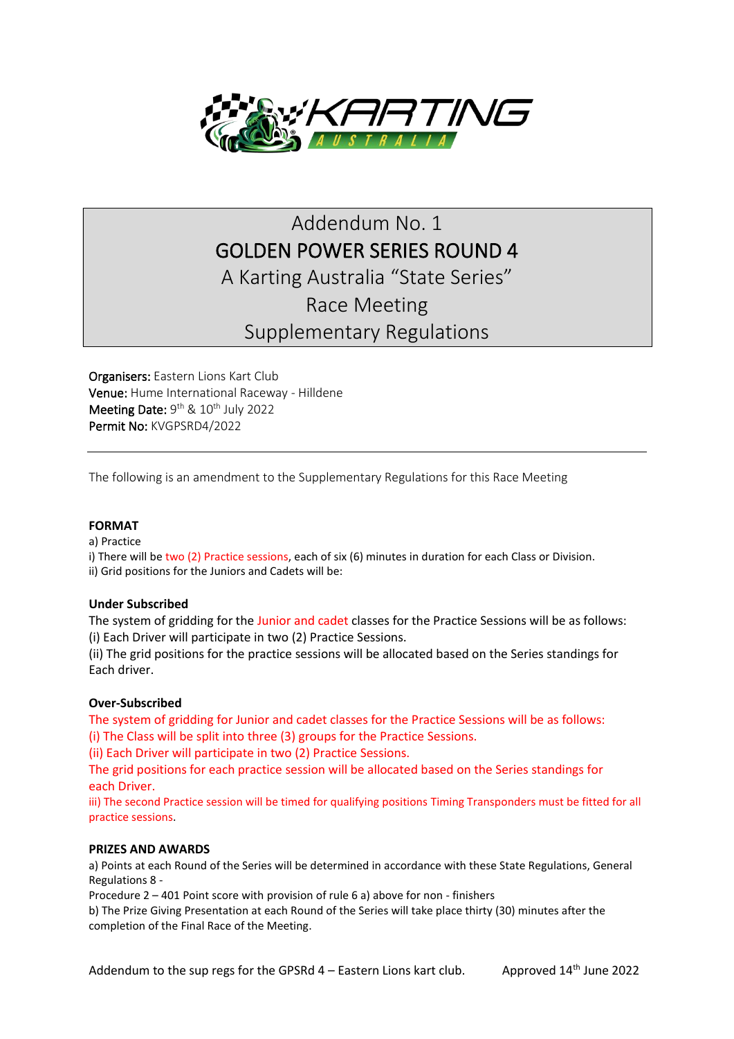# Addendum No. 1
# GOLDEN POWER SERIES ROUND 4
## A Karting Australia "State Series"
## Race Meeting
## Supplementary Regulations

**Organisers:** Eastern Lions Kart Club
**Venue:** Hume International Raceway - Hilldene
**Meeting Date:** 9th & 10th July 2022
**Permit No:** KVGPSRD4/2022

---

The following is an amendment to the Supplementary Regulations for this Race Meeting

**FORMAT**

a) Practice
i) There will be two (2) Practice sessions, each of six (6) minutes in duration for each Class or Division.
ii) Grid positions for the Juniors and Cadets will be:

**Under Subscribed**

The system of gridding for the Junior and cadet classes for the Practice Sessions will be as follows:
(i) Each Driver will participate in two (2) Practice Sessions.
(ii) The grid positions for the practice sessions will be allocated based on the Series standings for Each driver.

**Over-Subscribed**

The system of gridding for Junior and cadet classes for the Practice Sessions will be as follows:
(i) The Class will be split into three (3) groups for the Practice Sessions.
(ii) Each Driver will participate in two (2) Practice Sessions.
The grid positions for each practice session will be allocated based on the Series standings for each Driver.
iii) The second Practice session will be timed for qualifying positions Timing Transponders must be fitted for all practice sessions.

**PRIZES AND AWARDS**

a) Points at each Round of the Series will be determined in accordance with these State Regulations, General Regulations 8 -
Procedure 2 – 401 Point score with provision of rule 6 a) above for non - finishers
b) The Prize Giving Presentation at each Round of the Series will take place thirty (30) minutes after the completion of the Final Race of the Meeting.

Addendum to the sup regs for the GPSRd 4 – Eastern Lions kart club. Approved 14th June 2022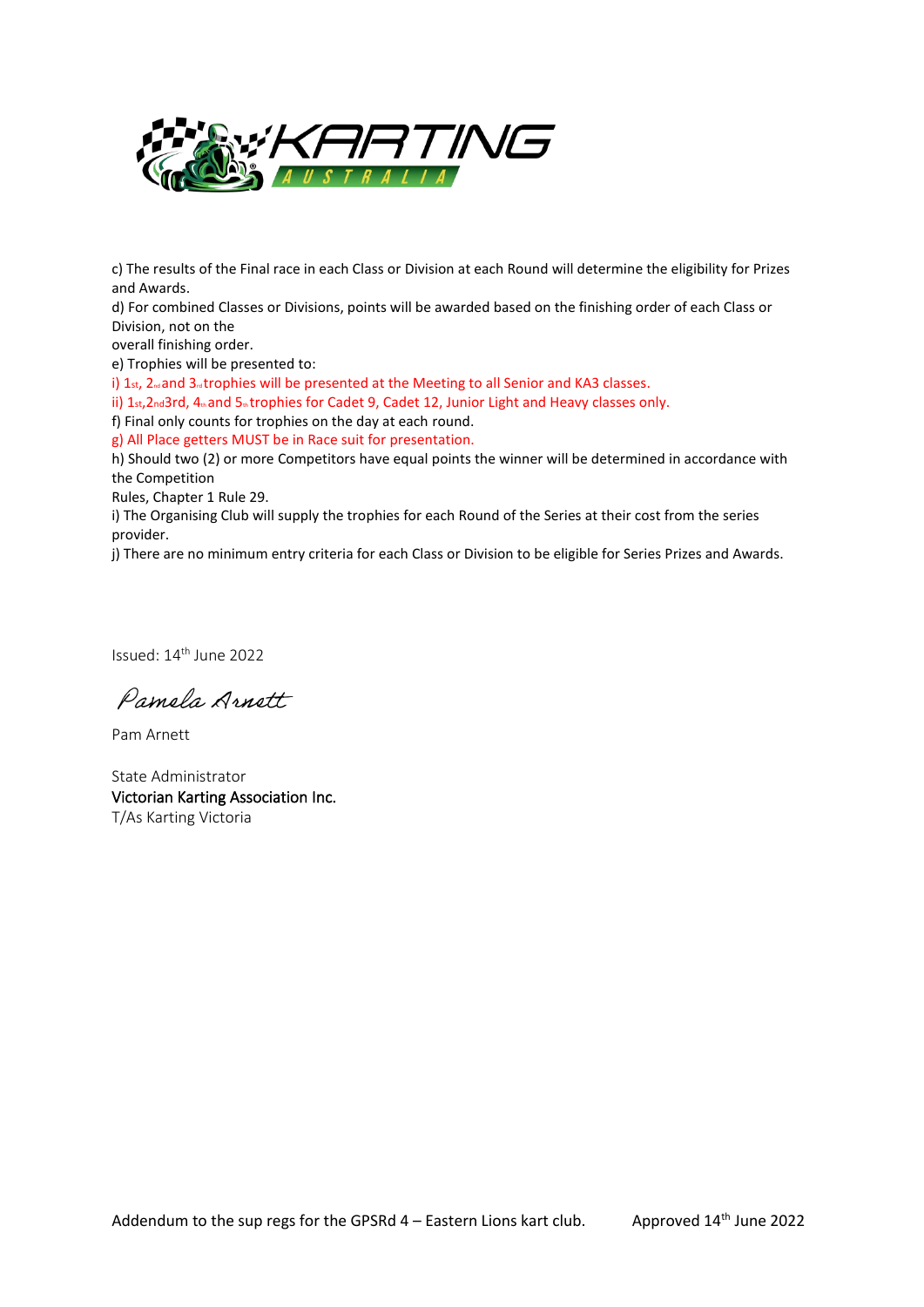c) The results of the Final race in each Class or Division at each Round will determine the eligibility for Prizes and Awards.

d) For combined Classes or Divisions, points will be awarded based on the finishing order of each Class or Division, not on the overall finishing order.

e) Trophies will be presented to:

i) 1st, 2nd and 3rd trophies will be presented at the Meeting to all Senior and KA3 classes.

ii) 1st, 2nd 3rd, 4th and 5th trophies for Cadet 9, Cadet 12, Junior Light and Heavy classes only.

f) Final only counts for trophies on the day at each round.

g) All Place getters MUST be in Race suit for presentation.

h) Should two (2) or more Competitors have equal points the winner will be determined in accordance with the Competition Rules, Chapter 1 Rule 29.

i) The Organising Club will supply the trophies for each Round of the Series at their cost from the series provider.

j) There are no minimum entry criteria for each Class or Division to be eligible for Series Prizes and Awards.

Issued: 14th June 2022

Pamela Arnett

Pam Arnett

State Administrator
Victorian Karting Association Inc.
T/As Karting Victoria

Addendum to the sup regs for the GPSRd 4 – Eastern Lions kart club. Approved 14th June 2022